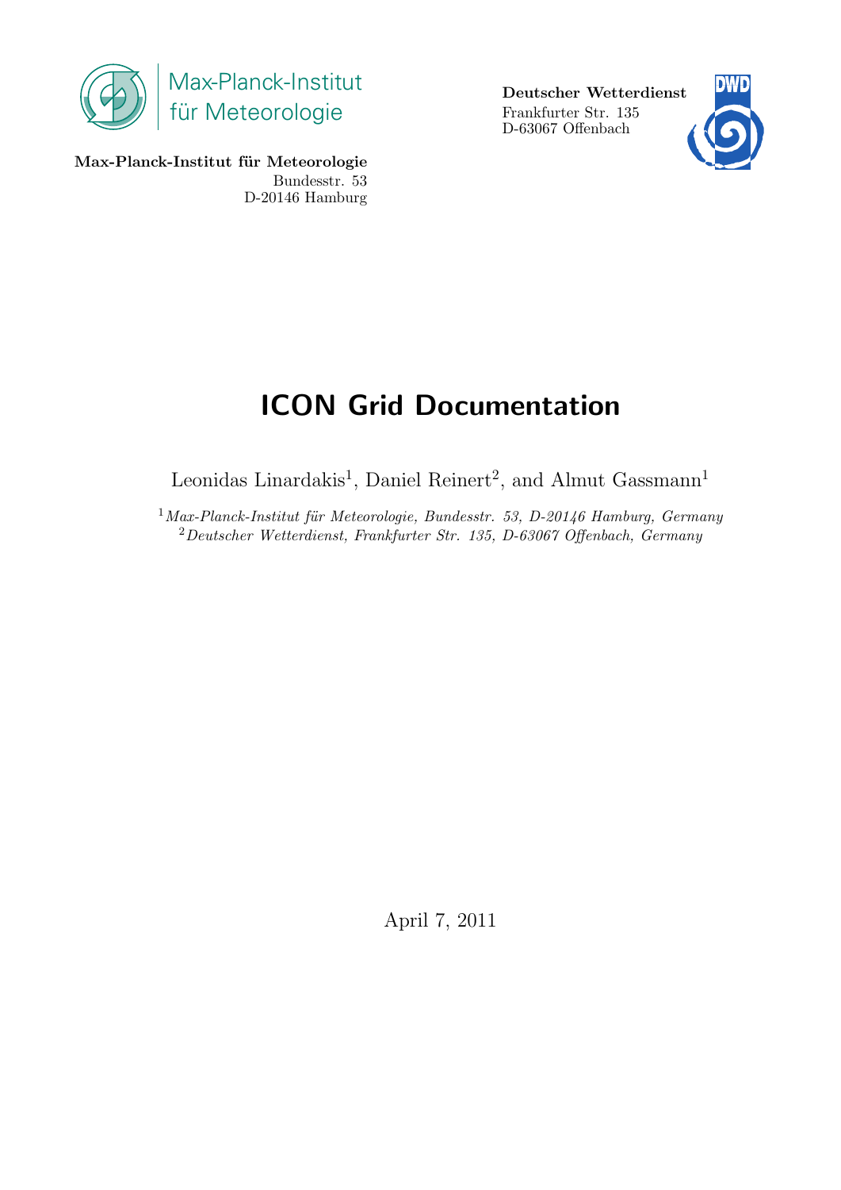Max-Planck-Institut für Meteorologie

**Max-Planck-Institut für Meteorologie**
Bundesstr. 53
D-20146 Hamburg

**Deutscher Wetterdienst**
Frankfurter Str. 135
D-63067 Offenbach

# ICON Grid Documentation

Leonidas Linardakis[1], Daniel Reinert[2], and Almut Gassmann[1]

[1] *Max-Planck-Institut für Meteorologie, Bundesstr. 53, D-20146 Hamburg, Germany*
[2] *Deutscher Wetterdienst, Frankfurter Str. 135, D-63067 Offenbach, Germany*

April 7, 2011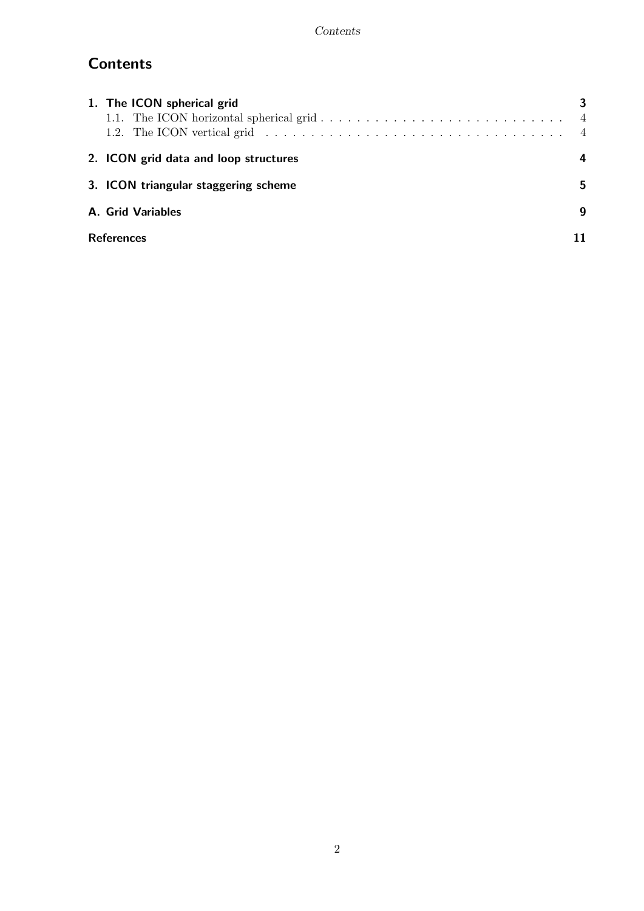# Contents

| | |
|---|---|
| **1. The ICON spherical grid** | **3** |
| 1.1. The ICON horizontal spherical grid | 4 |
| 1.2. The ICON vertical grid | 4 |
| **2. ICON grid data and loop structures** | **4** |
| **3. ICON triangular staggering scheme** | **5** |
| **A. Grid Variables** | **9** |
| **References** | **11** |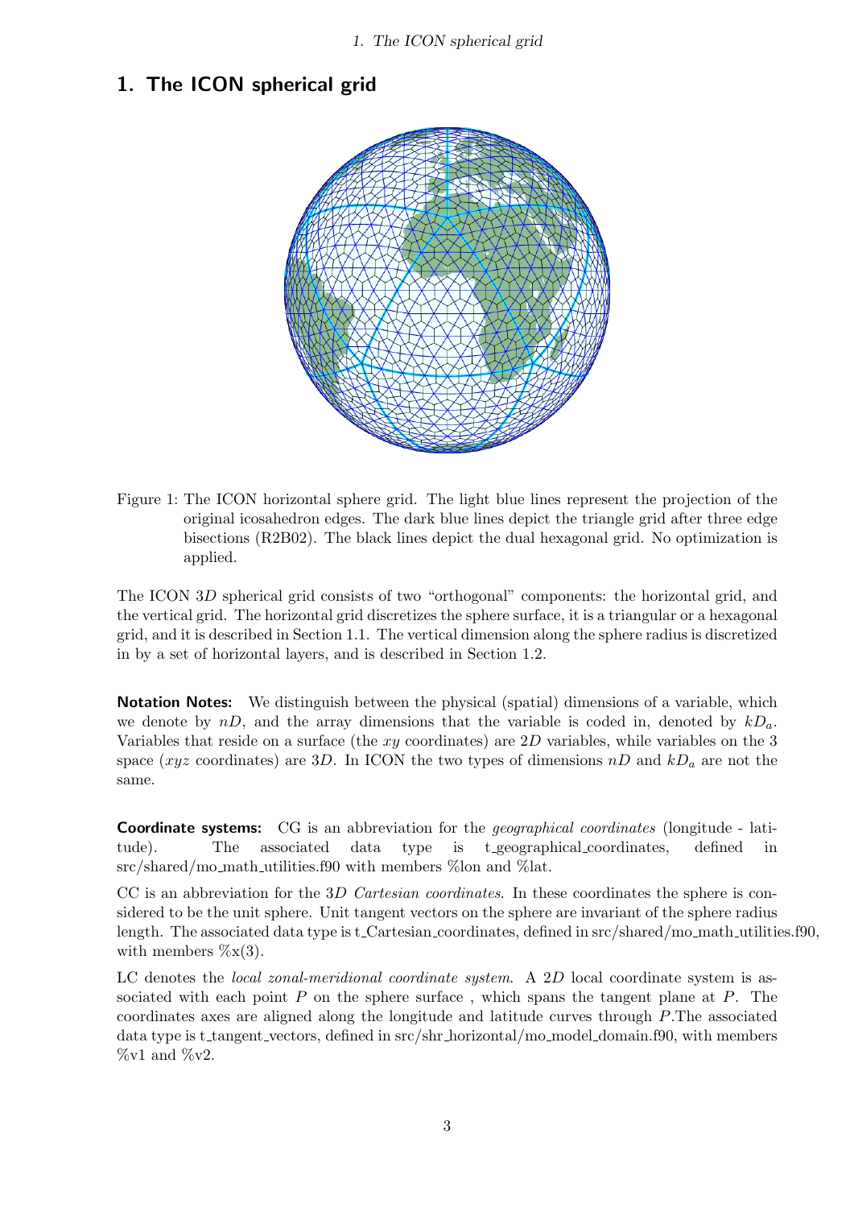# 1. The ICON spherical grid

Figure 1: The ICON horizontal sphere grid. The light blue lines represent the projection of the original icosahedron edges. The dark blue lines depict the triangle grid after three edge bisections (R2B02). The black lines depict the dual hexagonal grid. No optimization is applied.

The ICON $3D$ spherical grid consists of two "orthogonal" components: the horizontal grid, and the vertical grid. The horizontal grid discretizes the sphere surface, it is a triangular or a hexagonal grid, and it is described in Section 1.1. The vertical dimension along the sphere radius is discretized in by a set of horizontal layers, and is described in Section 1.2.

**Notation Notes:** We distinguish between the physical (spatial) dimensions of a variable, which we denote by $nD$, and the array dimensions that the variable is coded in, denoted by $kD_a$. Variables that reside on a surface (the $xy$ coordinates) are $2D$ variables, while variables on the 3 space ($xyz$ coordinates) are $3D$. In ICON the two types of dimensions $nD$ and $kD_a$ are not the same.

**Coordinate systems:** CG is an abbreviation for the *geographical coordinates* (longitude - latitude). The associated data type is t_geographical_coordinates, defined in src/shared/mo_math_utilities.f90 with members %lon and %lat.

CC is an abbreviation for the $3D$ *Cartesian coordinates*. In these coordinates the sphere is considered to be the unit sphere. Unit tangent vectors on the sphere are invariant of the sphere radius length. The associated data type is t_Cartesian_coordinates, defined in src/shared/mo_math_utilities.f90, with members %x(3).

LC denotes the *local zonal-meridional coordinate system*. A $2D$ local coordinate system is associated with each point $P$ on the sphere surface , which spans the tangent plane at $P$. The coordinates axes are aligned along the longitude and latitude curves through $P$.The associated data type is t_tangent_vectors, defined in src/shr_horizontal/mo_model_domain.f90, with members %v1 and %v2.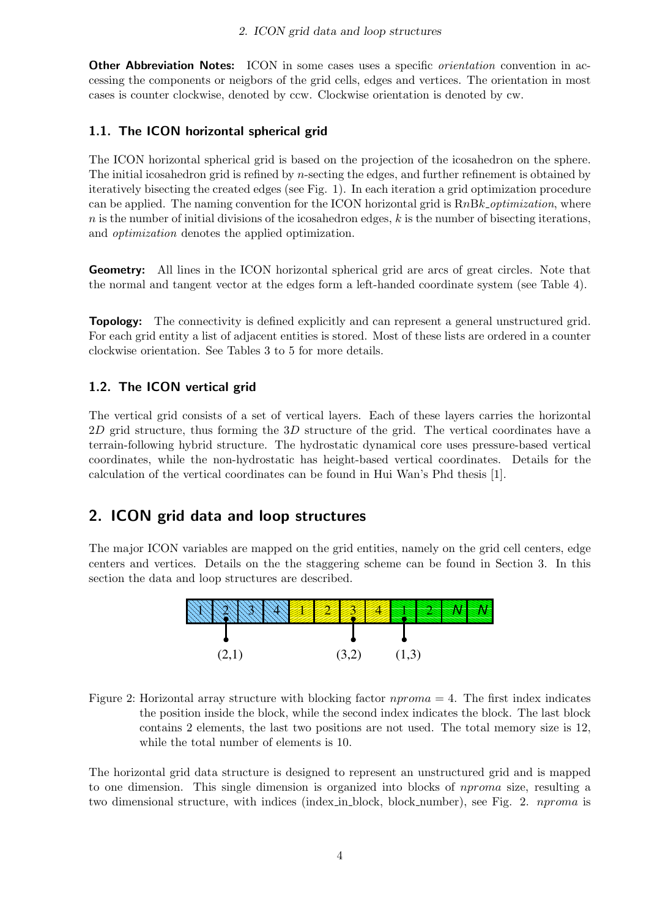**Other Abbreviation Notes:** ICON in some cases uses a specific *orientation* convention in accessing the components or neigbors of the grid cells, edges and vertices. The orientation in most cases is counter clockwise, denoted by ccw. Clockwise orientation is denoted by cw.

### 1.1. The ICON horizontal spherical grid

The ICON horizontal spherical grid is based on the projection of the icosahedron on the sphere. The initial icosahedron grid is refined by $n$-secting the edges, and further refinement is obtained by iteratively bisecting the created edges (see Fig. 1). In each iteration a grid optimization procedure can be applied. The naming convention for the ICON horizontal grid is R$n$B$k$_*optimization*, where $n$ is the number of initial divisions of the icosahedron edges, $k$ is the number of bisecting iterations, and *optimization* denotes the applied optimization.

**Geometry:** All lines in the ICON horizontal spherical grid are arcs of great circles. Note that the normal and tangent vector at the edges form a left-handed coordinate system (see Table 4).

**Topology:** The connectivity is defined explicitly and can represent a general unstructured grid. For each grid entity a list of adjacent entities is stored. Most of these lists are ordered in a counter clockwise orientation. See Tables 3 to 5 for more details.

### 1.2. The ICON vertical grid

The vertical grid consists of a set of vertical layers. Each of these layers carries the horizontal $2D$ grid structure, thus forming the $3D$ structure of the grid. The vertical coordinates have a terrain-following hybrid structure. The hydrostatic dynamical core uses pressure-based vertical coordinates, while the non-hydrostatic has height-based vertical coordinates. Details for the calculation of the vertical coordinates can be found in Hui Wan's Phd thesis [1].

## 2. ICON grid data and loop structures

The major ICON variables are mapped on the grid entities, namely on the grid cell centers, edge centers and vertices. Details on the the staggering scheme can be found in Section 3. In this section the data and loop structures are described.

| 1 | 2 | 3 | 4 | 1 | 2 | 3 | 4 | 1 | 2 | N | N |
|---|---|---|---|---|---|---|---|---|---|---|---|

(2,1) (3,2) (1,3)

Figure 2: Horizontal array structure with blocking factor $nproma = 4$. The first index indicates the position inside the block, while the second index indicates the block. The last block contains 2 elements, the last two positions are not used. The total memory size is 12, while the total number of elements is 10.

The horizontal grid data structure is designed to represent an unstructured grid and is mapped to one dimension. This single dimension is organized into blocks of *nproma* size, resulting a two dimensional structure, with indices (index_in_block, block_number), see Fig. 2. *nproma* is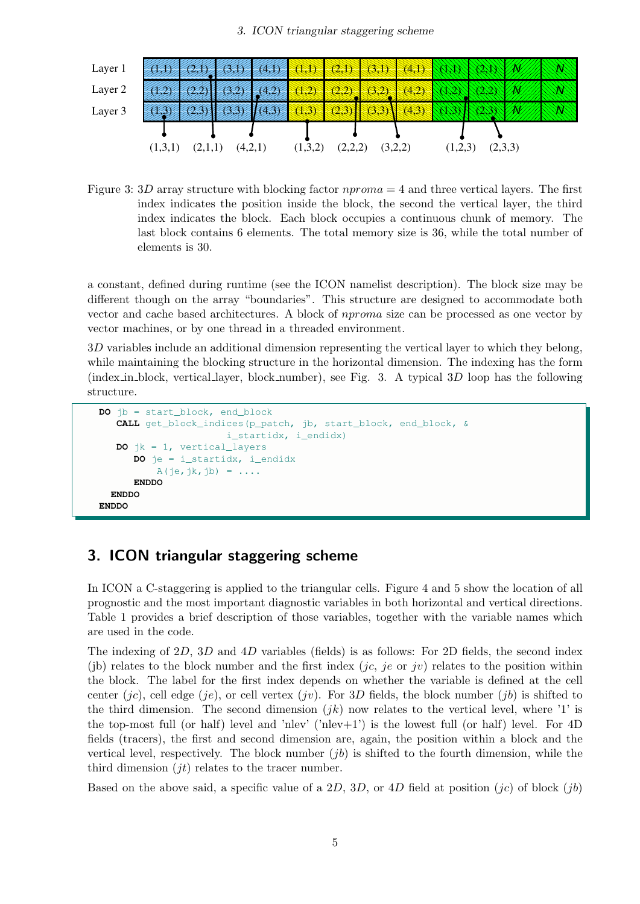Figure 3: $3D$ array structure with blocking factor $nproma = 4$ and three vertical layers. The first index indicates the position inside the block, the second the vertical layer, the third index indicates the block. Each block occupies a continuous chunk of memory. The last block contains 6 elements. The total memory size is 36, while the total number of elements is 30.

a constant, defined during runtime (see the ICON namelist description). The block size may be different though on the array "boundaries". This structure are designed to accommodate both vector and cache based architectures. A block of *nproma* size can be processed as one vector by vector machines, or by one thread in a threaded environment.

$3D$ variables include an additional dimension representing the vertical layer to which they belong, while maintaining the blocking structure in the horizontal dimension. The indexing has the form (index_in_block, vertical_layer, block_number), see Fig. 3. A typical $3D$ loop has the following structure.

```
DO jb = start_block, end_block
   CALL get_block_indices(p_patch, jb, start_block, end_block, &
                        i_startidx, i_endidx)
   DO jk = 1, vertical_layers
      DO je = i_startidx, i_endidx
          A(je,jk,jb) = ....
      ENDDO
  ENDDO
ENDDO
```

## 3. ICON triangular staggering scheme

In ICON a C-staggering is applied to the triangular cells. Figure 4 and 5 show the location of all prognostic and the most important diagnostic variables in both horizontal and vertical directions. Table 1 provides a brief description of those variables, together with the variable names which are used in the code.

The indexing of $2D$, $3D$ and $4D$ variables (fields) is as follows: For 2D fields, the second index (jb) relates to the block number and the first index ($jc$, $je$ or $jv$) relates to the position within the block. The label for the first index depends on whether the variable is defined at the cell center ($jc$), cell edge ($je$), or cell vertex ($jv$). For $3D$ fields, the block number ($jb$) is shifted to the third dimension. The second dimension ($jk$) now relates to the vertical level, where '1' is the top-most full (or half) level and 'nlev' ('nlev+1') is the lowest full (or half) level. For 4D fields (tracers), the first and second dimension are, again, the position within a block and the vertical level, respectively. The block number ($jb$) is shifted to the fourth dimension, while the third dimension ($jt$) relates to the tracer number.

Based on the above said, a specific value of a $2D$, $3D$, or $4D$ field at position ($jc$) of block ($jb$)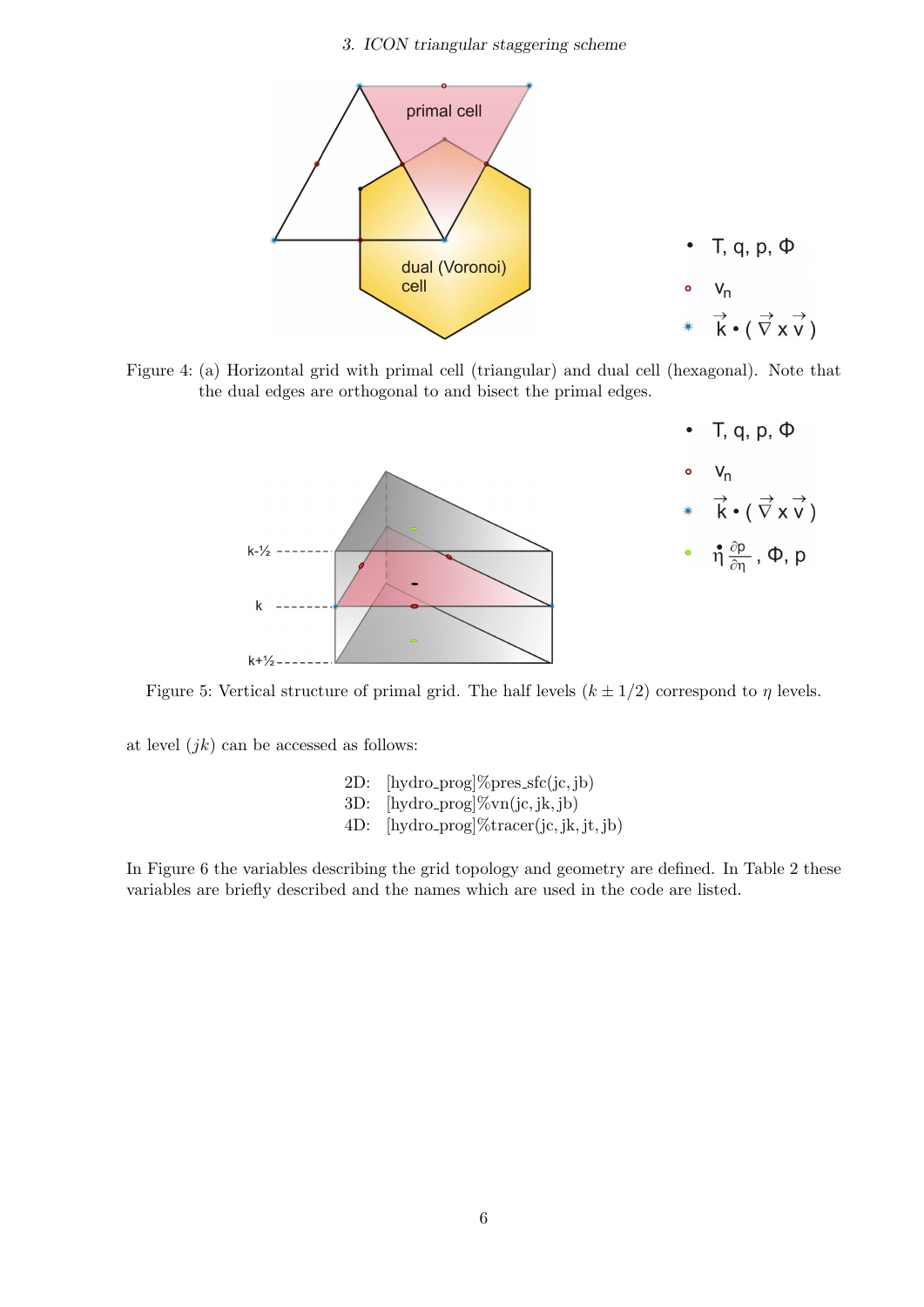Figure 4: (a) Horizontal grid with primal cell (triangular) and dual cell (hexagonal). Note that the dual edges are orthogonal to and bisect the primal edges.

Figure 5: Vertical structure of primal grid. The half levels ($k \pm 1/2$) correspond to $\eta$ levels.

at level $(jk)$ can be accessed as follows:

2D: [hydro_prog]%pres_sfc(jc, jb)
3D: [hydro_prog]%vn(jc, jk, jb)
4D: [hydro_prog]%tracer(jc, jk, jt, jb)

In Figure 6 the variables describing the grid topology and geometry are defined. In Table 2 these variables are briefly described and the names which are used in the code are listed.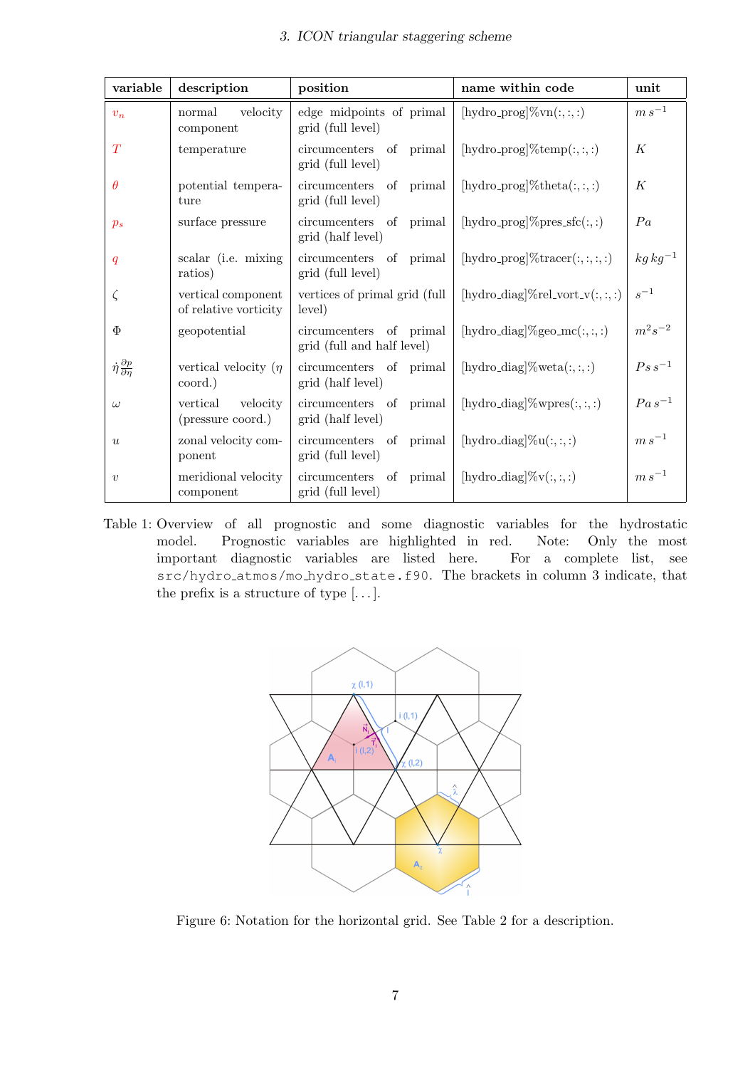| variable | description | position | name within code | unit |
|---|---|---|---|---|
| $v_n$ | normal velocity component | edge midpoints of primal grid (full level) | [hydro_prog]%vn(:, :, :) | $m\,s^{-1}$ |
| $T$ | temperature | circumcenters of primal grid (full level) | [hydro_prog]%temp(:, :, :) | $K$ |
| $\theta$ | potential temperature | circumcenters of primal grid (full level) | [hydro_prog]%theta(:, :, :) | $K$ |
| $p_s$ | surface pressure | circumcenters of primal grid (half level) | [hydro_prog]%pres_sfc(:, :) | $Pa$ |
| $q$ | scalar (i.e. mixing ratios) | circumcenters of primal grid (full level) | [hydro_prog]%tracer(:, :, :, :) | $kg\,kg^{-1}$ |
| $\zeta$ | vertical component of relative vorticity | vertices of primal grid (full level) | [hydro_diag]%rel_vort_v(:, :, :) | $s^{-1}$ |
| $\Phi$ | geopotential | circumcenters of primal grid (full and half level) | [hydro_diag]%geo_mc(:, :, :) | $m^2 s^{-2}$ |
| $\dot{\eta}\frac{\partial p}{\partial \eta}$ | vertical velocity ($\eta$ coord.) | circumcenters of primal grid (half level) | [hydro_diag]%weta(:, :, :) | $Ps\,s^{-1}$ |
| $\omega$ | vertical velocity (pressure coord.) | circumcenters of primal grid (half level) | [hydro_diag]%wpres(:, :, :) | $Pa\,s^{-1}$ |
| $u$ | zonal velocity component | circumcenters of primal grid (full level) | [hydro_diag]%u(:, :, :) | $m\,s^{-1}$ |
| $v$ | meridional velocity component | circumcenters of primal grid (full level) | [hydro_diag]%v(:, :, :) | $m\,s^{-1}$ |

Table 1: Overview of all prognostic and some diagnostic variables for the hydrostatic model. Prognostic variables are highlighted in red. Note: Only the most important diagnostic variables are listed here. For a complete list, see `src/hydro_atmos/mo_hydro_state.f90`. The brackets in column 3 indicate, that the prefix is a structure of type [...].

Figure 6: Notation for the horizontal grid. See Table 2 for a description.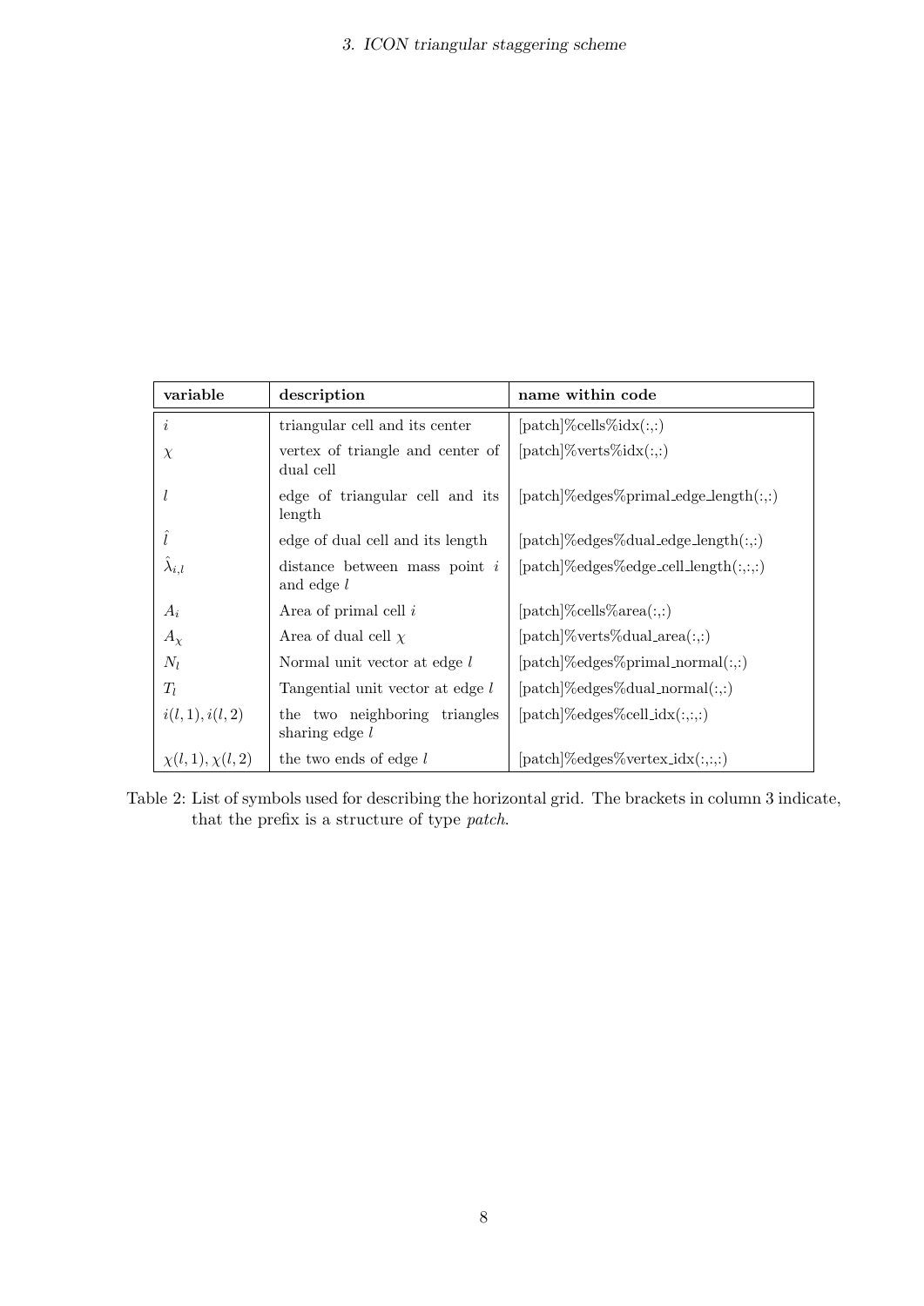| **variable** | **description** | **name within code** |
|---|---|---|
| $i$ | triangular cell and its center | [patch]%cells%idx(:,:) |
| $\chi$ | vertex of triangle and center of dual cell | [patch]%verts%idx(:,:) |
| $l$ | edge of triangular cell and its length | [patch]%edges%primal_edge_length(:,:) |
| $\hat{l}$ | edge of dual cell and its length | [patch]%edges%dual_edge_length(:,:) |
| $\hat{\lambda}_{i,l}$ | distance between mass point $i$ and edge $l$ | [patch]%edges%edge_cell_length(:,:,:) |
| $A_i$ | Area of primal cell $i$ | [patch]%cells%area(:,:) |
| $A_\chi$ | Area of dual cell $\chi$ | [patch]%verts%dual_area(:,:) |
| $N_l$ | Normal unit vector at edge $l$ | [patch]%edges%primal_normal(:,:) |
| $T_l$ | Tangential unit vector at edge $l$ | [patch]%edges%dual_normal(:,:) |
| $i(l,1), i(l,2)$ | the two neighboring triangles sharing edge $l$ | [patch]%edges%cell_idx(:,:,:) |
| $\chi(l,1), \chi(l,2)$ | the two ends of edge $l$ | [patch]%edges%vertex_idx(:,:,:) |

Table 2: List of symbols used for describing the horizontal grid. The brackets in column 3 indicate, that the prefix is a structure of type *patch*.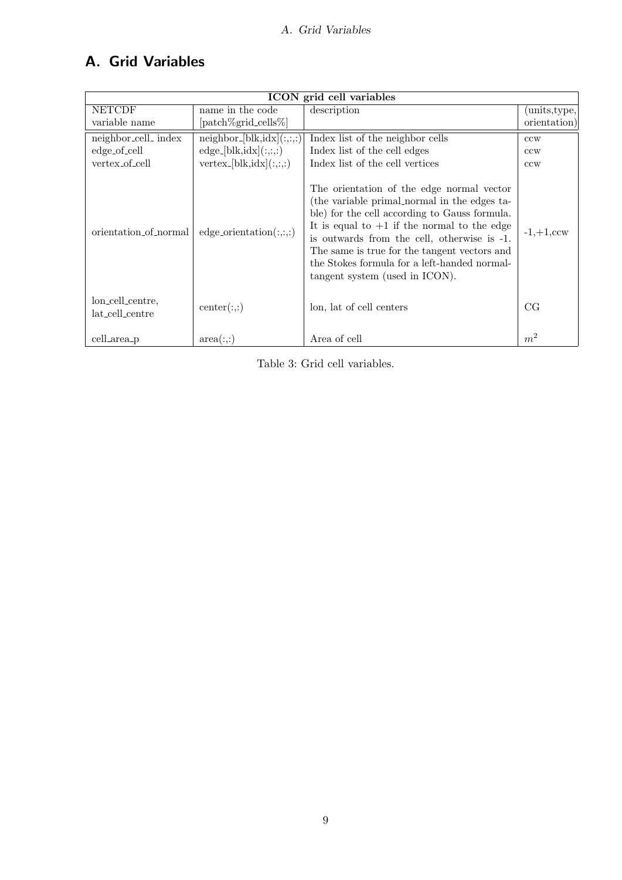## A. Grid Variables

| ICON grid cell variables | | | |
|---|---|---|---|
| NETCDF variable name | name in the code [patch%grid_cells%] | description | (units,type, orientation) |
| neighbor_cell_ index | neighbor_[blk,idx](:,:,:) | Index list of the neighbor cells | ccw |
| edge_of_cell | edge_[blk,idx](:,:,:) | Index list of the cell edges | ccw |
| vertex_of_cell | vertex_[blk,idx](:,:,:) | Index list of the cell vertices | ccw |
| orientation_of_normal | edge_orientation(:,:,:) | The orientation of the edge normal vector (the variable primal_normal in the edges table) for the cell according to Gauss formula. It is equal to +1 if the normal to the edge is outwards from the cell, otherwise is -1. The same is true for the tangent vectors and the Stokes formula for a left-handed normal-tangent system (used in ICON). | -1,+1,ccw |
| lon_cell_centre, lat_cell_centre | center(:,:) | lon, lat of cell centers | CG |
| cell_area_p | area(:,:) | Area of cell | $m^2$ |

Table 3: Grid cell variables.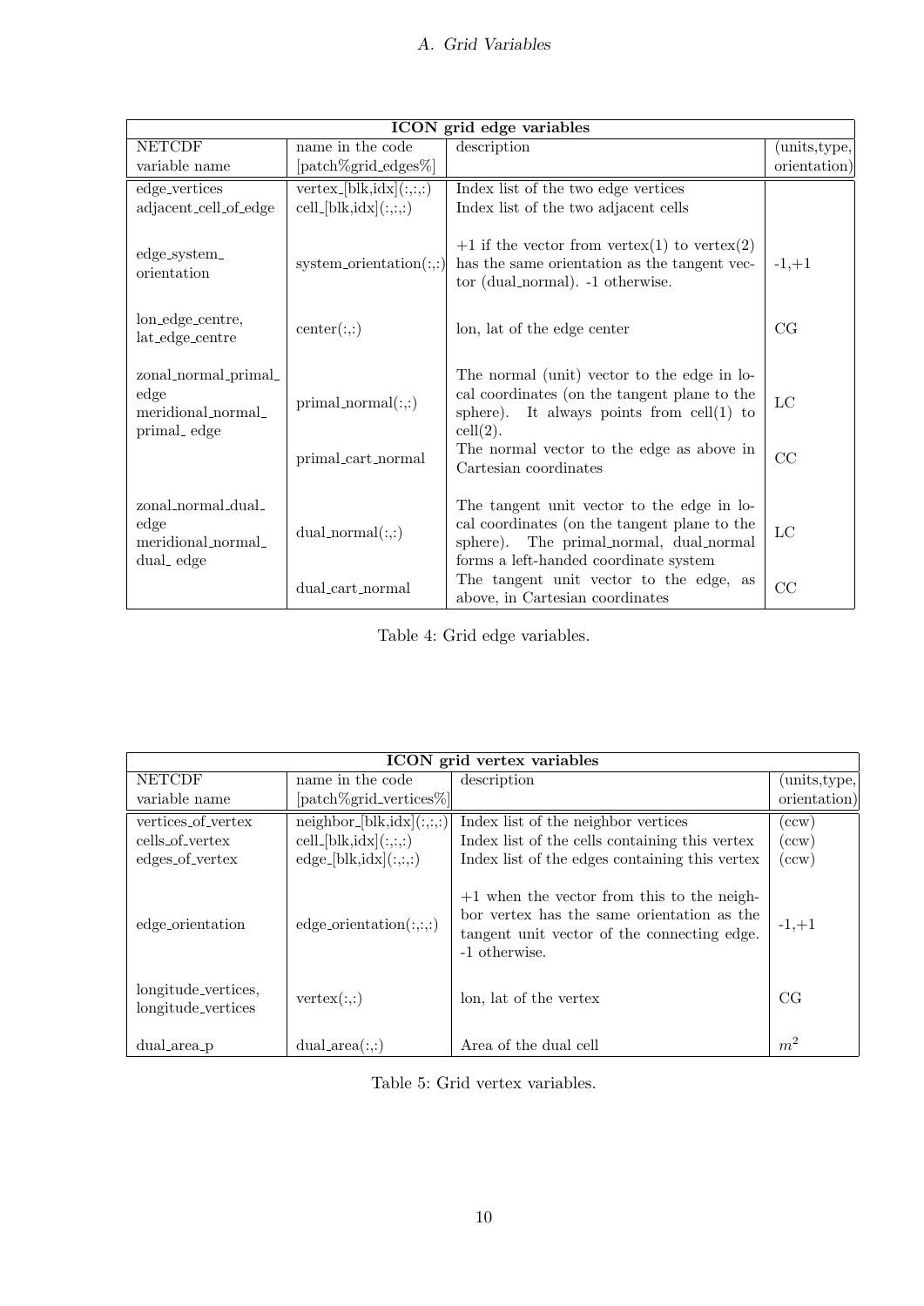| ICON grid edge variables | | | |
|---|---|---|---|
| NETCDF variable name | name in the code [patch%grid_edges%] | description | (units,type, orientation) |
| edge_vertices | vertex_[blk,idx](:,:,:) | Index list of the two edge vertices | |
| adjacent_cell_of_edge | cell_[blk,idx](:,:,:) | Index list of the two adjacent cells | |
| edge_system_ orientation | system_orientation(:,:) | +1 if the vector from vertex(1) to vertex(2) has the same orientation as the tangent vector (dual_normal). -1 otherwise. | -1,+1 |
| lon_edge_centre, lat_edge_centre | center(:,:) | lon, lat of the edge center | CG |
| zonal_normal_primal_ edge meridional_normal_ primal_ edge | primal_normal(:,:) | The normal (unit) vector to the edge in local coordinates (on the tangent plane to the sphere). It always points from cell(1) to cell(2). | LC |
| | primal_cart_normal | The normal vector to the edge as above in Cartesian coordinates | CC |
| zonal_normal_dual_ edge meridional_normal_ dual_ edge | dual_normal(:,:) | The tangent unit vector to the edge in local coordinates (on the tangent plane to the sphere). The primal_normal, dual_normal forms a left-handed coordinate system | LC |
| | dual_cart_normal | The tangent unit vector to the edge, as above, in Cartesian coordinates | CC |

Table 4: Grid edge variables.

| ICON grid vertex variables | | | |
|---|---|---|---|
| NETCDF variable name | name in the code [patch%grid_vertices%] | description | (units,type, orientation) |
| vertices_of_vertex | neighbor_[blk,idx](:,:,:) | Index list of the neighbor vertices | (ccw) |
| cells_of_vertex | cell_[blk,idx](:,:,:) | Index list of the cells containing this vertex | (ccw) |
| edges_of_vertex | edge_[blk,idx](:,:,:) | Index list of the edges containing this vertex | (ccw) |
| edge_orientation | edge_orientation(:,:,:) | +1 when the vector from this to the neighbor vertex has the same orientation as the tangent unit vector of the connecting edge. -1 otherwise. | -1,+1 |
| longitude_vertices, longitude_vertices | vertex(:,:) | lon, lat of the vertex | CG |
| dual_area_p | dual_area(:,:) | Area of the dual cell | $m^2$ |

Table 5: Grid vertex variables.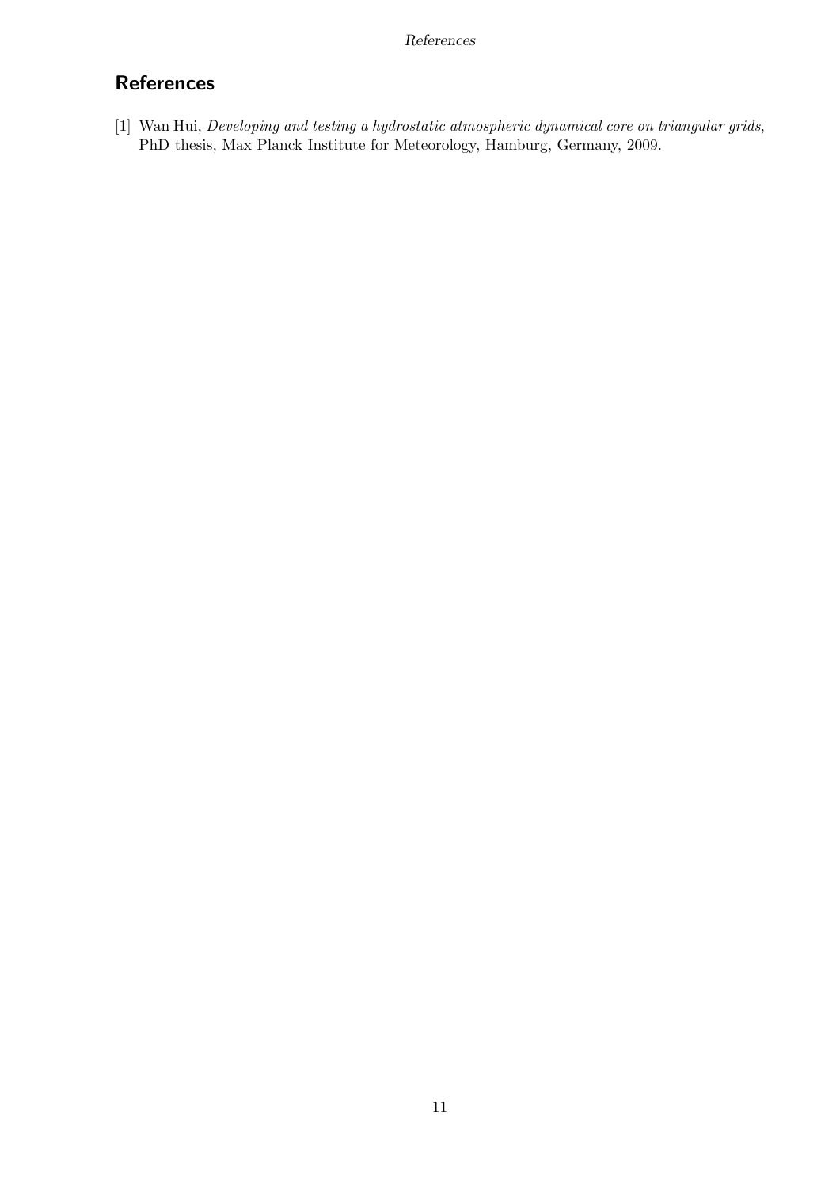## References

[1] Wan Hui, *Developing and testing a hydrostatic atmospheric dynamical core on triangular grids*, PhD thesis, Max Planck Institute for Meteorology, Hamburg, Germany, 2009.